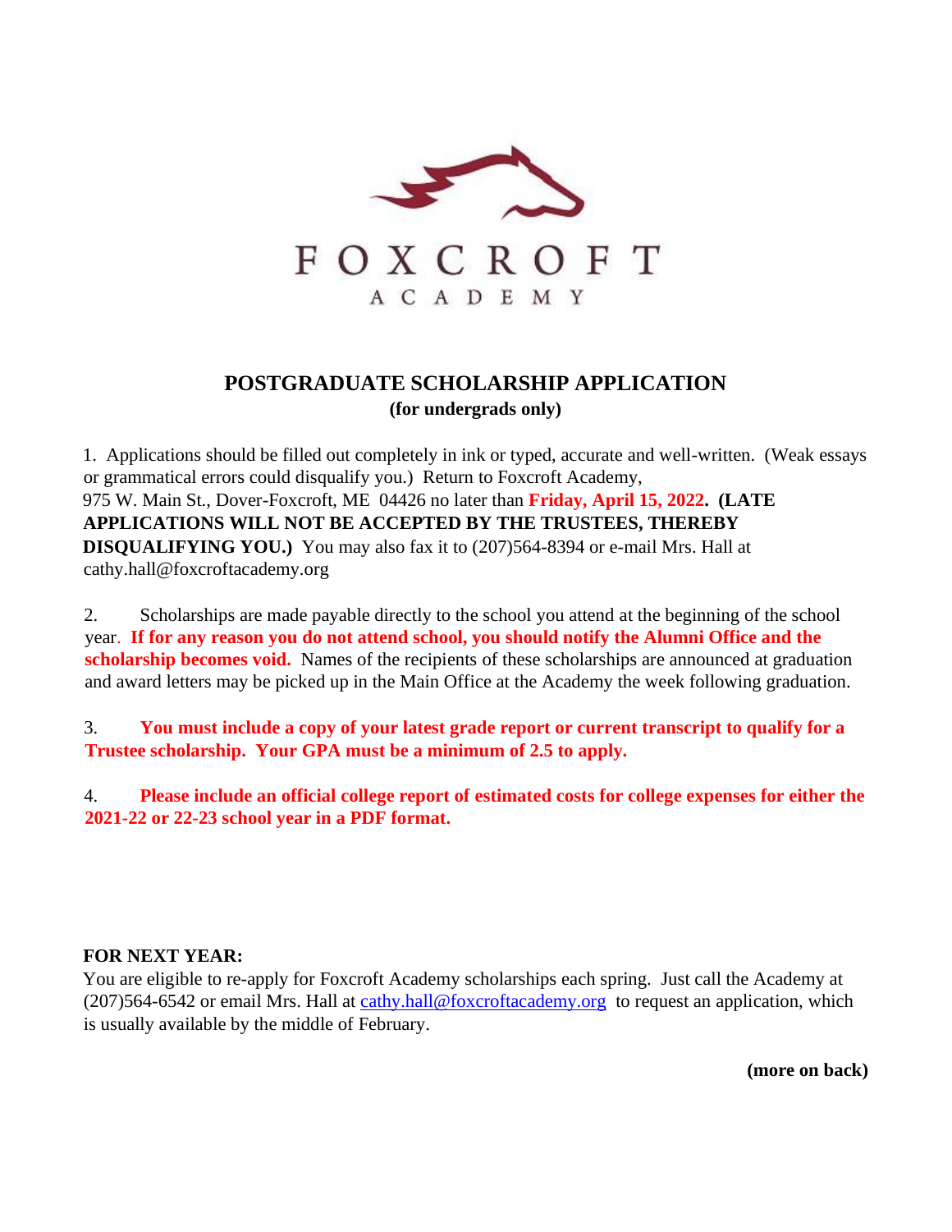FOXCROFT

ACADEMY

# POSTGRADUATE SCHOLARSHIP APPLICATION

**(for undergrads only)**

1. Applications should be filled out completely in ink or typed, accurate and well-written. (Weak essays or grammatical errors could disqualify you.) Return to Foxcroft Academy, 975 W. Main St., Dover-Foxcroft, ME 04426 no later than **Friday, April 15, 2022. (LATE APPLICATIONS WILL NOT BE ACCEPTED BY THE TRUSTEES, THEREBY DISQUALIFYING YOU.)** You may also fax it to (207)564-8394 or e-mail Mrs. Hall at cathy.hall@foxcroftacademy.org

2. Scholarships are made payable directly to the school you attend at the beginning of the school year. **If for any reason you do not attend school, you should notify the Alumni Office and the scholarship becomes void.** Names of the recipients of these scholarships are announced at graduation and award letters may be picked up in the Main Office at the Academy the week following graduation.

3. **You must include a copy of your latest grade report or current transcript to qualify for a Trustee scholarship. Your GPA must be a minimum of 2.5 to apply.**

4. **Please include an official college report of estimated costs for college expenses for either the 2021-22 or 22-23 school year in a PDF format.**

**FOR NEXT YEAR:**

You are eligible to re-apply for Foxcroft Academy scholarships each spring. Just call the Academy at (207)564-6542 or email Mrs. Hall at cathy.hall@foxcroftacademy.org to request an application, which is usually available by the middle of February.

**(more on back)**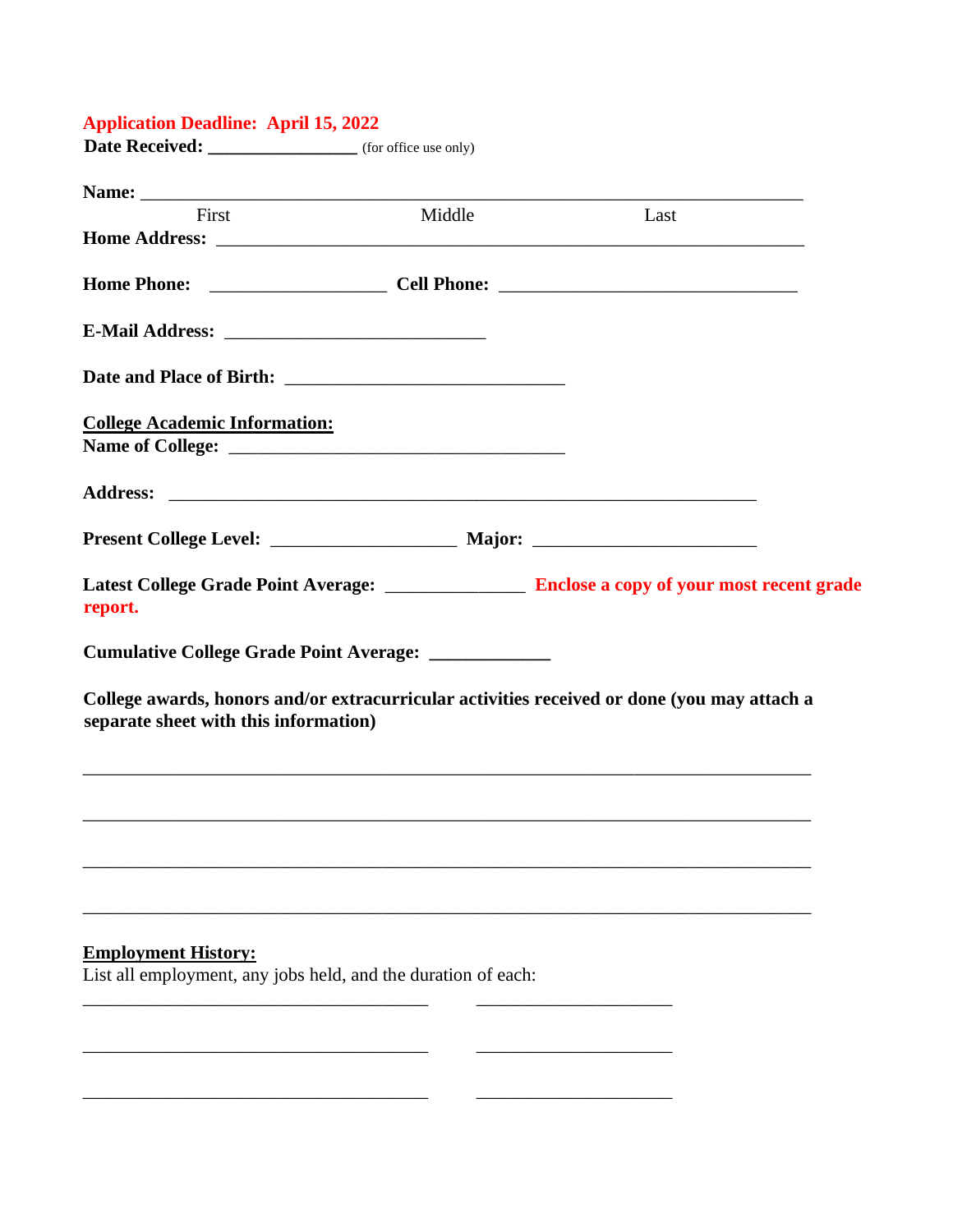**Application Deadline: April 15, 2022**

**Date Received: ________________** (for office use only)

**Name:** ____________________________________________________________________________

First Middle Last

**Home Address:** ____________________________________________________________________

**Home Phone:** ___________________ **Cell Phone:** _________________________________

**E-Mail Address:** ____________________________

**Date and Place of Birth:** ______________________________

**College Academic Information:**

**Name of College:** ____________________________________

**Address:** ______________________________________________________________

**Present College Level:** ____________________ **Major:** ________________________

**Latest College Grade Point Average:** _______________ **Enclose a copy of your most recent grade report.**

**Cumulative College Grade Point Average:** _____________

**College awards, honors and/or extracurricular activities received or done (you may attach a separate sheet with this information)**

________________________________________________________________________________

________________________________________________________________________________

________________________________________________________________________________

________________________________________________________________________________

**Employment History:**

List all employment, any jobs held, and the duration of each:

_____________________________________ _____________________

_____________________________________ _____________________

_____________________________________ _____________________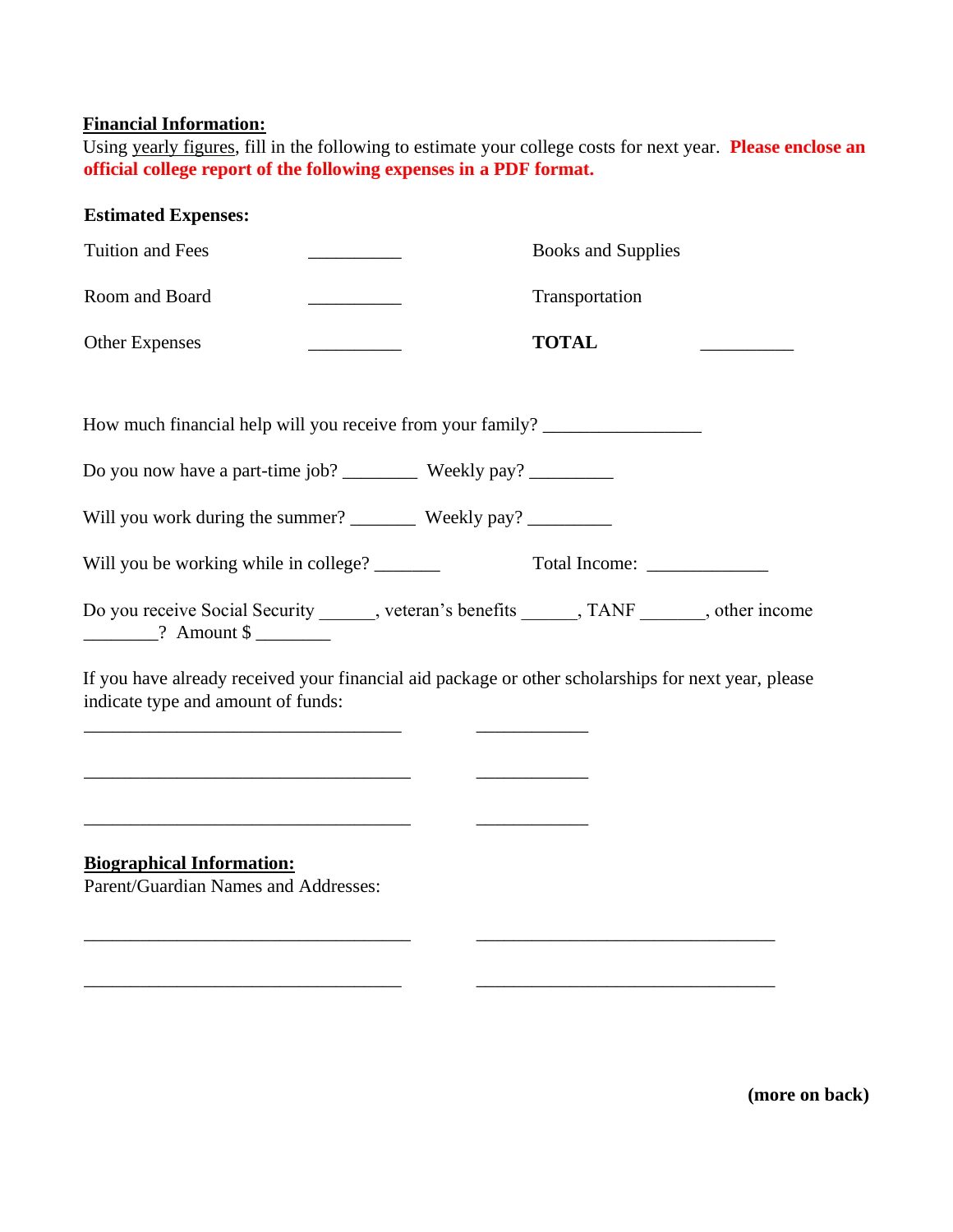**<u>Financial Information:</u>**

Using <u>yearly figures</u>, fill in the following to estimate your college costs for next year. **Please enclose an official college report of the following expenses in a PDF format.**

**Estimated Expenses:**

| | | | |
|---|---|---|---|
| Tuition and Fees | __________ | Books and Supplies | |
| Room and Board | __________ | Transportation | |
| Other Expenses | __________ | **TOTAL** | __________ |

How much financial help will you receive from your family? _________________

Do you now have a part-time job? ________ Weekly pay? _________

Will you work during the summer? _______ Weekly pay? _________

Will you be working while in college? _______ Total Income: _____________

Do you receive Social Security ______, veteran's benefits ______, TANF _______, other income ________? Amount $ ________

If you have already received your financial aid package or other scholarships for next year, please indicate type and amount of funds:

___________________________________ ____________

___________________________________ ____________

___________________________________ ____________

**<u>Biographical Information:</u>**

Parent/Guardian Names and Addresses:

___________________________________ ________________________________

___________________________________ ________________________________

**(more on back)**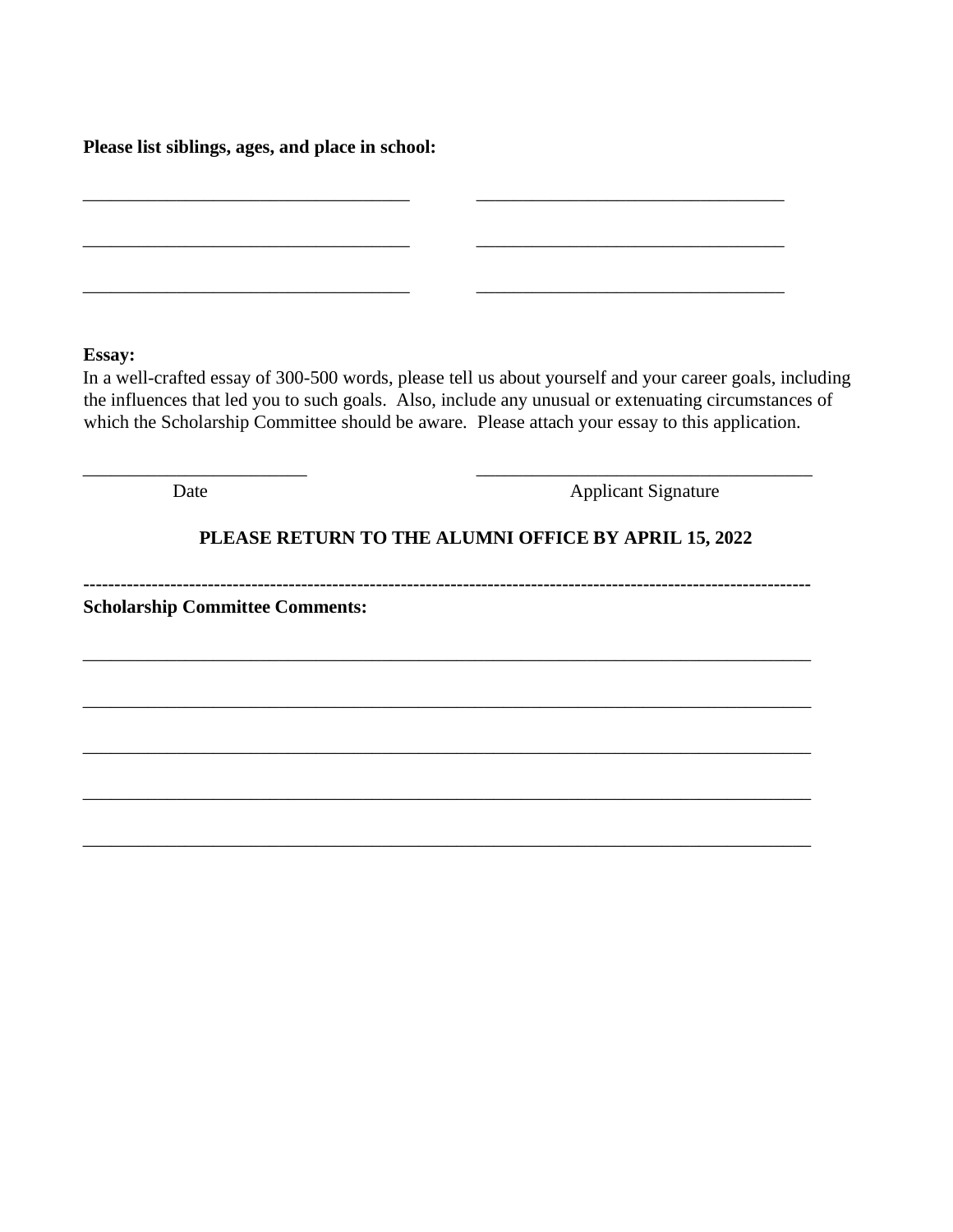**Please list siblings, ages, and place in school:**

\_\_\_\_\_\_\_\_\_\_\_\_\_\_\_\_\_\_\_\_\_\_\_\_\_\_\_\_\_\_\_\_\_\_\_ \_\_\_\_\_\_\_\_\_\_\_\_\_\_\_\_\_\_\_\_\_\_\_\_\_\_\_\_\_\_\_\_\_

\_\_\_\_\_\_\_\_\_\_\_\_\_\_\_\_\_\_\_\_\_\_\_\_\_\_\_\_\_\_\_\_\_\_\_ \_\_\_\_\_\_\_\_\_\_\_\_\_\_\_\_\_\_\_\_\_\_\_\_\_\_\_\_\_\_\_\_\_

\_\_\_\_\_\_\_\_\_\_\_\_\_\_\_\_\_\_\_\_\_\_\_\_\_\_\_\_\_\_\_\_\_\_\_ \_\_\_\_\_\_\_\_\_\_\_\_\_\_\_\_\_\_\_\_\_\_\_\_\_\_\_\_\_\_\_\_\_

**Essay:**
In a well-crafted essay of 300-500 words, please tell us about yourself and your career goals, including the influences that led you to such goals. Also, include any unusual or extenuating circumstances of which the Scholarship Committee should be aware. Please attach your essay to this application.

\_\_\_\_\_\_\_\_\_\_\_\_\_\_\_\_\_\_\_\_\_\_\_\_ \_\_\_\_\_\_\_\_\_\_\_\_\_\_\_\_\_\_\_\_\_\_\_\_\_\_\_\_\_\_\_\_\_\_\_\_
Date Applicant Signature

**PLEASE RETURN TO THE ALUMNI OFFICE BY APRIL 15, 2022**

---

**Scholarship Committee Comments:**

\_\_\_\_\_\_\_\_\_\_\_\_\_\_\_\_\_\_\_\_\_\_\_\_\_\_\_\_\_\_\_\_\_\_\_\_\_\_\_\_\_\_\_\_\_\_\_\_\_\_\_\_\_\_\_\_\_\_\_\_\_\_\_\_\_\_\_\_\_\_\_\_\_\_\_\_\_

\_\_\_\_\_\_\_\_\_\_\_\_\_\_\_\_\_\_\_\_\_\_\_\_\_\_\_\_\_\_\_\_\_\_\_\_\_\_\_\_\_\_\_\_\_\_\_\_\_\_\_\_\_\_\_\_\_\_\_\_\_\_\_\_\_\_\_\_\_\_\_\_\_\_\_\_\_

\_\_\_\_\_\_\_\_\_\_\_\_\_\_\_\_\_\_\_\_\_\_\_\_\_\_\_\_\_\_\_\_\_\_\_\_\_\_\_\_\_\_\_\_\_\_\_\_\_\_\_\_\_\_\_\_\_\_\_\_\_\_\_\_\_\_\_\_\_\_\_\_\_\_\_\_\_

\_\_\_\_\_\_\_\_\_\_\_\_\_\_\_\_\_\_\_\_\_\_\_\_\_\_\_\_\_\_\_\_\_\_\_\_\_\_\_\_\_\_\_\_\_\_\_\_\_\_\_\_\_\_\_\_\_\_\_\_\_\_\_\_\_\_\_\_\_\_\_\_\_\_\_\_\_

\_\_\_\_\_\_\_\_\_\_\_\_\_\_\_\_\_\_\_\_\_\_\_\_\_\_\_\_\_\_\_\_\_\_\_\_\_\_\_\_\_\_\_\_\_\_\_\_\_\_\_\_\_\_\_\_\_\_\_\_\_\_\_\_\_\_\_\_\_\_\_\_\_\_\_\_\_